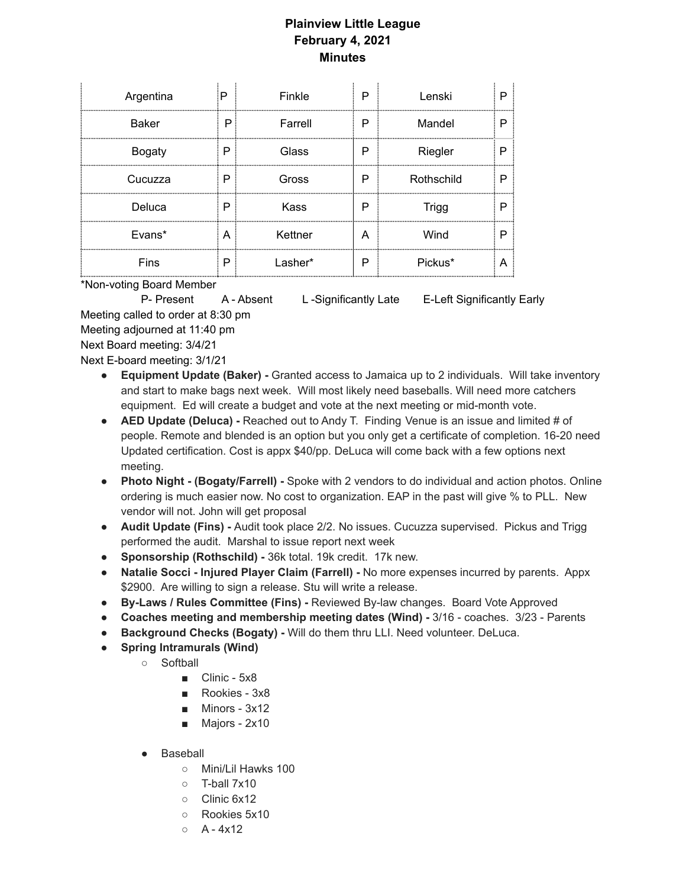# Plainview Little League
## February 4, 2021
## Minutes

| | | | | | |
|---|---|---|---|---|---|
| Argentina | P | Finkle | P | Lenski | P |
| Baker | P | Farrell | P | Mandel | P |
| Bogaty | P | Glass | P | Riegler | P |
| Cucuzza | P | Gross | P | Rothschild | P |
| Deluca | P | Kass | P | Trigg | P |
| Evans* | A | Kettner | A | Wind | P |
| Fins | P | Lasher* | P | Pickus* | A |

*Non-voting Board Member

P- Present A - Absent L -Significantly Late E-Left Significantly Early

Meeting called to order at 8:30 pm
Meeting adjourned at 11:40 pm
Next Board meeting: 3/4/21
Next E-board meeting: 3/1/21

- **Equipment Update (Baker) -** Granted access to Jamaica up to 2 individuals. Will take inventory and start to make bags next week. Will most likely need baseballs. Will need more catchers equipment. Ed will create a budget and vote at the next meeting or mid-month vote.
- **AED Update (Deluca) -** Reached out to Andy T. Finding Venue is an issue and limited # of people. Remote and blended is an option but you only get a certificate of completion. 16-20 need Updated certification. Cost is appx $40/pp. DeLuca will come back with a few options next meeting.
- **Photo Night - (Bogaty/Farrell) -** Spoke with 2 vendors to do individual and action photos. Online ordering is much easier now. No cost to organization. EAP in the past will give % to PLL. New vendor will not. John will get proposal
- **Audit Update (Fins) -** Audit took place 2/2. No issues. Cucuzza supervised. Pickus and Trigg performed the audit. Marshal to issue report next week
- **Sponsorship (Rothschild) -** 36k total. 19k credit. 17k new.
- **Natalie Socci - Injured Player Claim (Farrell) -** No more expenses incurred by parents. Appx $2900. Are willing to sign a release. Stu will write a release.
- **By-Laws / Rules Committee (Fins) -** Reviewed By-law changes. Board Vote Approved
- **Coaches meeting and membership meeting dates (Wind) -** 3/16 - coaches. 3/23 - Parents
- **Background Checks (Bogaty) -** Will do them thru LLI. Need volunteer. DeLuca.
- **Spring Intramurals (Wind)**
  - Softball
    - Clinic - 5x8
    - Rookies - 3x8
    - Minors - 3x12
    - Majors - 2x10
  - Baseball
    - Mini/Lil Hawks 100
    - T-ball 7x10
    - Clinic 6x12
    - Rookies 5x10
    - A - 4x12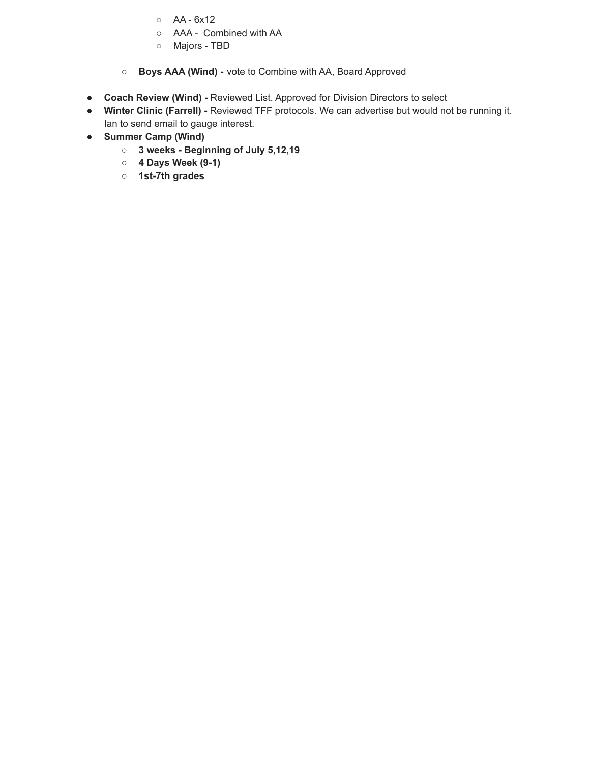- AA - 6x12
        - AAA -  Combined with AA
        - Majors - TBD

    - **Boys AAA (Wind) -** vote to Combine with AA, Board Approved

- **Coach Review (Wind) -** Reviewed List. Approved for Division Directors to select
- **Winter Clinic (Farrell) -** Reviewed TFF protocols. We can advertise but would not be running it. Ian to send email to gauge interest.
- **Summer Camp (Wind)**
    - **3 weeks - Beginning of July 5,12,19**
    - **4 Days Week (9-1)**
    - **1st-7th grades**